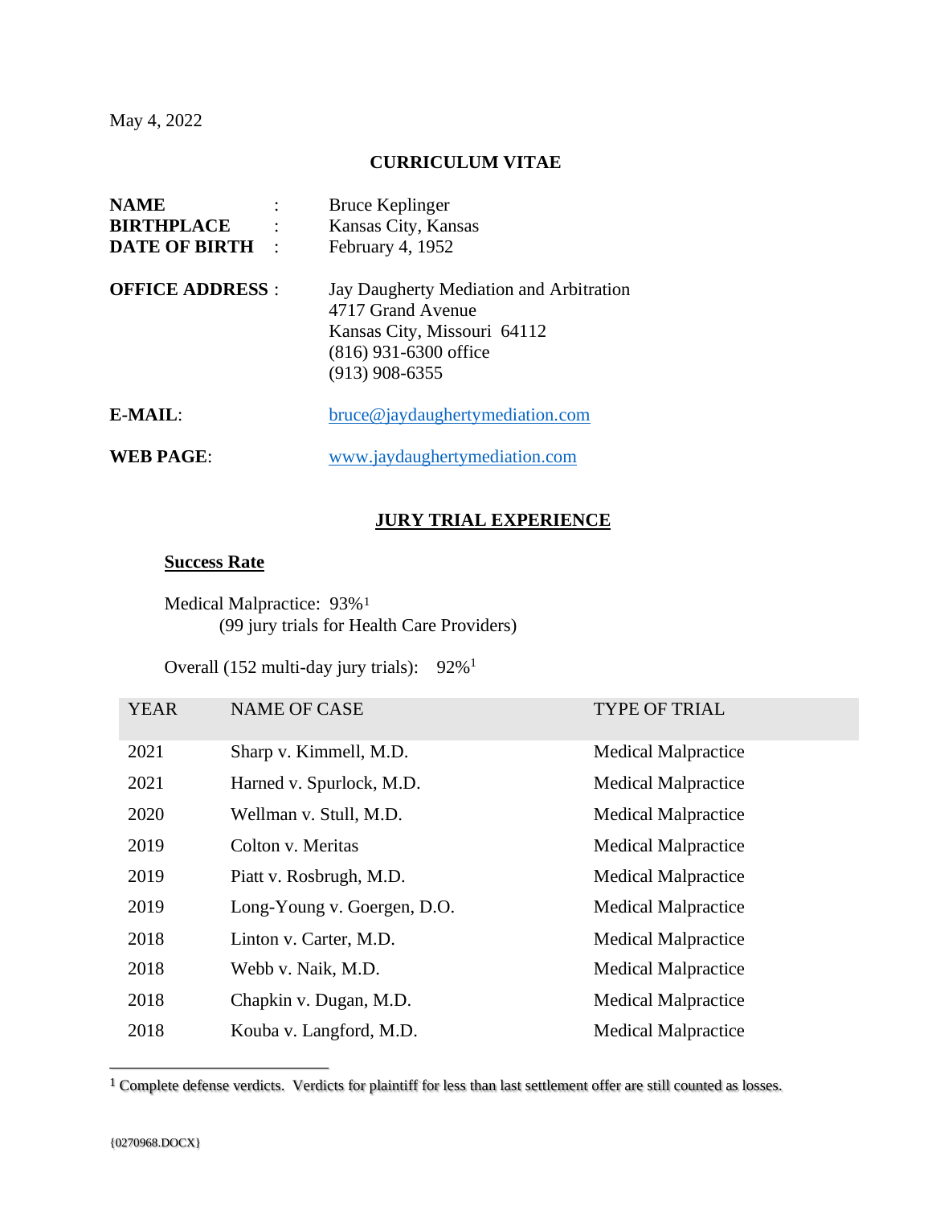May 4, 2022

# CURRICULUM VITAE

**NAME** : Bruce Keplinger
**BIRTHPLACE** : Kansas City, Kansas
**DATE OF BIRTH** : February 4, 1952

**OFFICE ADDRESS** : Jay Daugherty Mediation and Arbitration
4717 Grand Avenue
Kansas City, Missouri 64112
(816) 931-6300 office
(913) 908-6355

**E-MAIL**: bruce@jaydaughertymediation.com

**WEB PAGE**: www.jaydaughertymediation.com

## JURY TRIAL EXPERIENCE

### Success Rate

Medical Malpractice: 93%[1]
(99 jury trials for Health Care Providers)

Overall (152 multi-day jury trials): 92%[1]

| YEAR | NAME OF CASE | TYPE OF TRIAL |
|---|---|---|
| 2021 | Sharp v. Kimmell, M.D. | Medical Malpractice |
| 2021 | Harned v. Spurlock, M.D. | Medical Malpractice |
| 2020 | Wellman v. Stull, M.D. | Medical Malpractice |
| 2019 | Colton v. Meritas | Medical Malpractice |
| 2019 | Piatt v. Rosbrugh, M.D. | Medical Malpractice |
| 2019 | Long-Young v. Goergen, D.O. | Medical Malpractice |
| 2018 | Linton v. Carter, M.D. | Medical Malpractice |
| 2018 | Webb v. Naik, M.D. | Medical Malpractice |
| 2018 | Chapkin v. Dugan, M.D. | Medical Malpractice |
| 2018 | Kouba v. Langford, M.D. | Medical Malpractice |

[1] Complete defense verdicts. Verdicts for plaintiff for less than last settlement offer are still counted as losses.

{0270968.DOCX}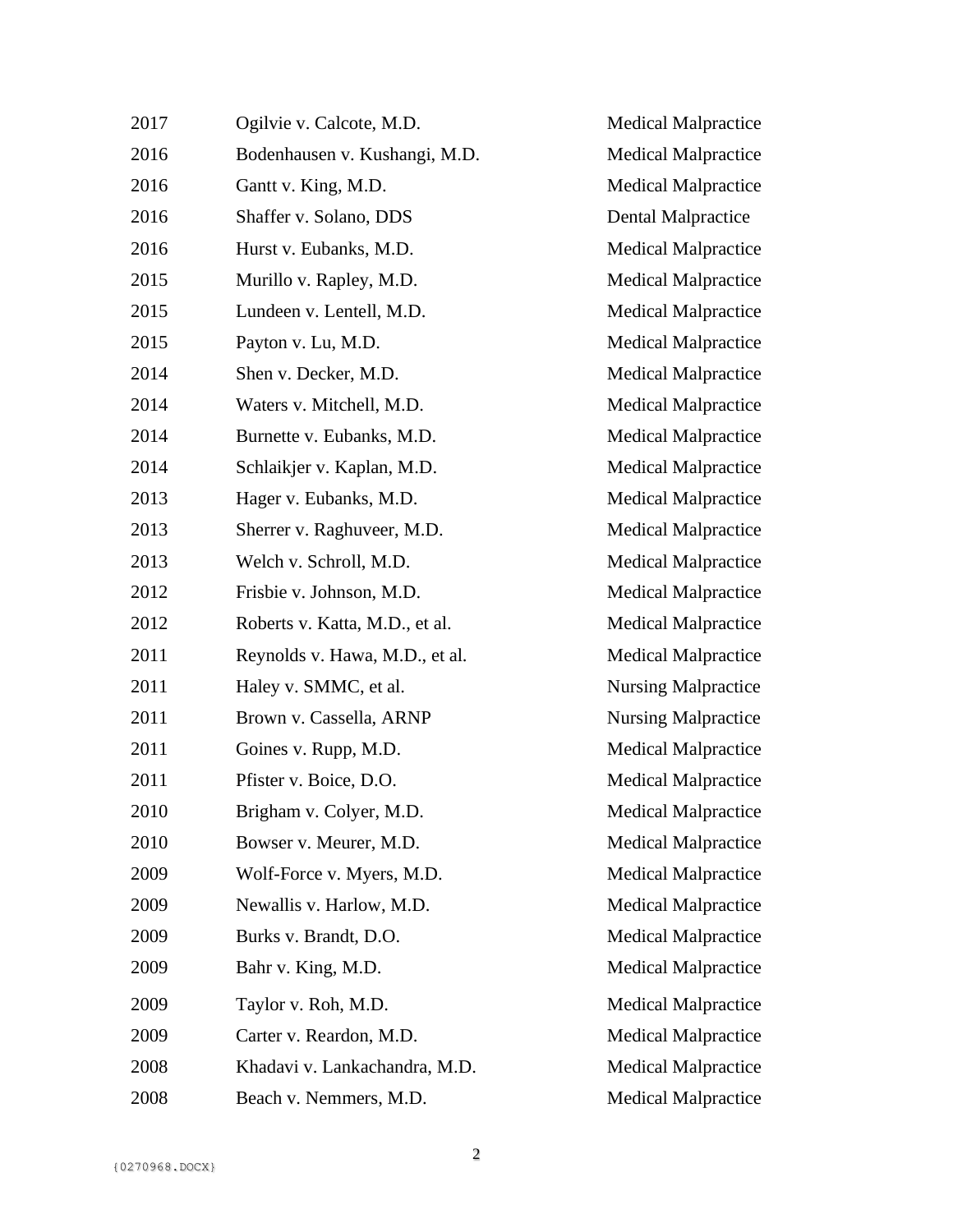| | | |
|---|---|---|
| 2017 | Ogilvie v. Calcote, M.D. | Medical Malpractice |
| 2016 | Bodenhausen v. Kushangi, M.D. | Medical Malpractice |
| 2016 | Gantt v. King, M.D. | Medical Malpractice |
| 2016 | Shaffer v. Solano, DDS | Dental Malpractice |
| 2016 | Hurst v. Eubanks, M.D. | Medical Malpractice |
| 2015 | Murillo v. Rapley, M.D. | Medical Malpractice |
| 2015 | Lundeen v. Lentell, M.D. | Medical Malpractice |
| 2015 | Payton v. Lu, M.D. | Medical Malpractice |
| 2014 | Shen v. Decker, M.D. | Medical Malpractice |
| 2014 | Waters v. Mitchell, M.D. | Medical Malpractice |
| 2014 | Burnette v. Eubanks, M.D. | Medical Malpractice |
| 2014 | Schlaikjer v. Kaplan, M.D. | Medical Malpractice |
| 2013 | Hager v. Eubanks, M.D. | Medical Malpractice |
| 2013 | Sherrer v. Raghuveer, M.D. | Medical Malpractice |
| 2013 | Welch v. Schroll, M.D. | Medical Malpractice |
| 2012 | Frisbie v. Johnson, M.D. | Medical Malpractice |
| 2012 | Roberts v. Katta, M.D., et al. | Medical Malpractice |
| 2011 | Reynolds v. Hawa, M.D., et al. | Medical Malpractice |
| 2011 | Haley v. SMMC, et al. | Nursing Malpractice |
| 2011 | Brown v. Cassella, ARNP | Nursing Malpractice |
| 2011 | Goines v. Rupp, M.D. | Medical Malpractice |
| 2011 | Pfister v. Boice, D.O. | Medical Malpractice |
| 2010 | Brigham v. Colyer, M.D. | Medical Malpractice |
| 2010 | Bowser v. Meurer, M.D. | Medical Malpractice |
| 2009 | Wolf-Force v. Myers, M.D. | Medical Malpractice |
| 2009 | Newallis v. Harlow, M.D. | Medical Malpractice |
| 2009 | Burks v. Brandt, D.O. | Medical Malpractice |
| 2009 | Bahr v. King, M.D. | Medical Malpractice |
| 2009 | Taylor v. Roh, M.D. | Medical Malpractice |
| 2009 | Carter v. Reardon, M.D. | Medical Malpractice |
| 2008 | Khadavi v. Lankachandra, M.D. | Medical Malpractice |
| 2008 | Beach v. Nemmers, M.D. | Medical Malpractice |

{0270968.DOCX}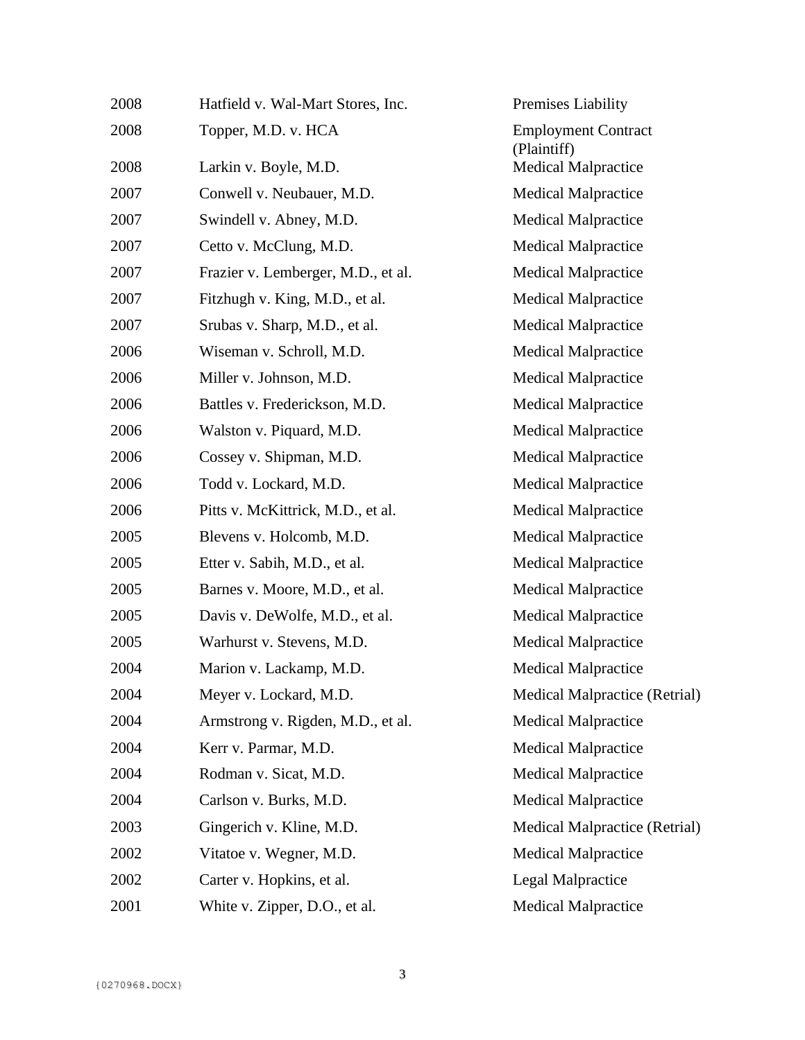| | | |
|---|---|---|
| 2008 | Hatfield v. Wal-Mart Stores, Inc. | Premises Liability |
| 2008 | Topper, M.D. v. HCA | Employment Contract (Plaintiff) |
| 2008 | Larkin v. Boyle, M.D. | Medical Malpractice |
| 2007 | Conwell v. Neubauer, M.D. | Medical Malpractice |
| 2007 | Swindell v. Abney, M.D. | Medical Malpractice |
| 2007 | Cetto v. McClung, M.D. | Medical Malpractice |
| 2007 | Frazier v. Lemberger, M.D., et al. | Medical Malpractice |
| 2007 | Fitzhugh v. King, M.D., et al. | Medical Malpractice |
| 2007 | Srubas v. Sharp, M.D., et al. | Medical Malpractice |
| 2006 | Wiseman v. Schroll, M.D. | Medical Malpractice |
| 2006 | Miller v. Johnson, M.D. | Medical Malpractice |
| 2006 | Battles v. Frederickson, M.D. | Medical Malpractice |
| 2006 | Walston v. Piquard, M.D. | Medical Malpractice |
| 2006 | Cossey v. Shipman, M.D. | Medical Malpractice |
| 2006 | Todd v. Lockard, M.D. | Medical Malpractice |
| 2006 | Pitts v. McKittrick, M.D., et al. | Medical Malpractice |
| 2005 | Blevens v. Holcomb, M.D. | Medical Malpractice |
| 2005 | Etter v. Sabih, M.D., et al. | Medical Malpractice |
| 2005 | Barnes v. Moore, M.D., et al. | Medical Malpractice |
| 2005 | Davis v. DeWolfe, M.D., et al. | Medical Malpractice |
| 2005 | Warhurst v. Stevens, M.D. | Medical Malpractice |
| 2004 | Marion v. Lackamp, M.D. | Medical Malpractice |
| 2004 | Meyer v. Lockard, M.D. | Medical Malpractice (Retrial) |
| 2004 | Armstrong v. Rigden, M.D., et al. | Medical Malpractice |
| 2004 | Kerr v. Parmar, M.D. | Medical Malpractice |
| 2004 | Rodman v. Sicat, M.D. | Medical Malpractice |
| 2004 | Carlson v. Burks, M.D. | Medical Malpractice |
| 2003 | Gingerich v. Kline, M.D. | Medical Malpractice (Retrial) |
| 2002 | Vitatoe v. Wegner, M.D. | Medical Malpractice |
| 2002 | Carter v. Hopkins, et al. | Legal Malpractice |
| 2001 | White v. Zipper, D.O., et al. | Medical Malpractice |

{0270968.DOCX}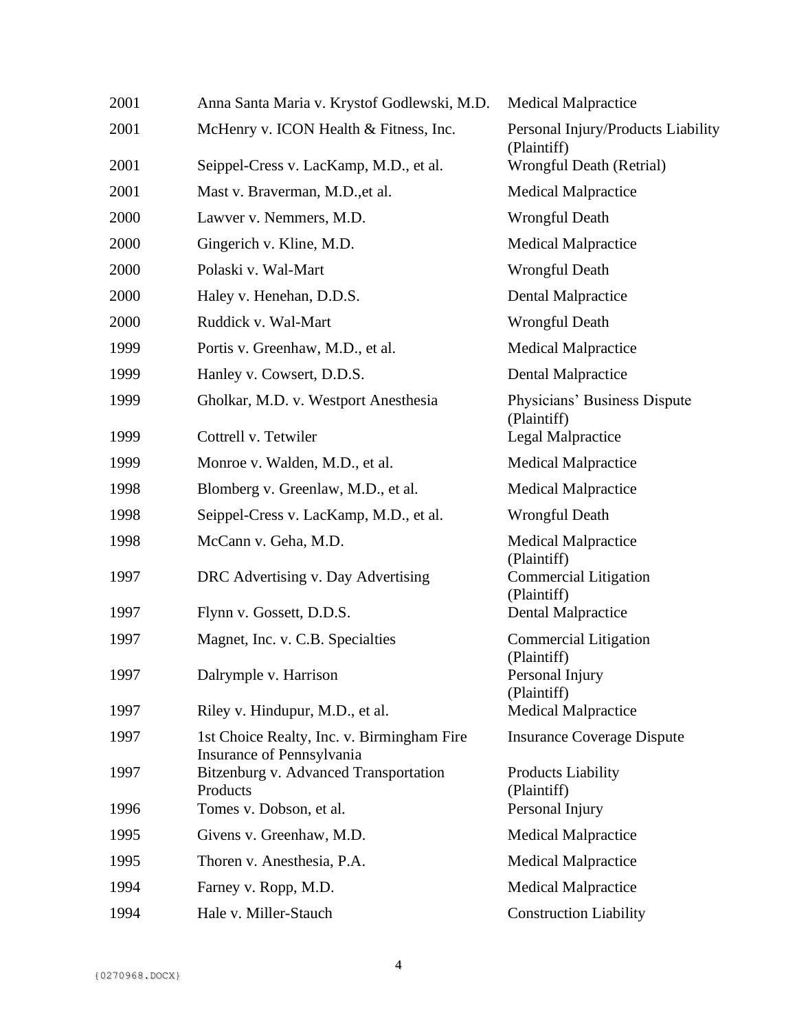| | | |
|---|---|---|
| 2001 | Anna Santa Maria v. Krystof Godlewski, M.D. | Medical Malpractice |
| 2001 | McHenry v. ICON Health & Fitness, Inc. | Personal Injury/Products Liability (Plaintiff) |
| 2001 | Seippel-Cress v. LacKamp, M.D., et al. | Wrongful Death (Retrial) |
| 2001 | Mast v. Braverman, M.D.,et al. | Medical Malpractice |
| 2000 | Lawver v. Nemmers, M.D. | Wrongful Death |
| 2000 | Gingerich v. Kline, M.D. | Medical Malpractice |
| 2000 | Polaski v. Wal-Mart | Wrongful Death |
| 2000 | Haley v. Henehan, D.D.S. | Dental Malpractice |
| 2000 | Ruddick v. Wal-Mart | Wrongful Death |
| 1999 | Portis v. Greenhaw, M.D., et al. | Medical Malpractice |
| 1999 | Hanley v. Cowsert, D.D.S. | Dental Malpractice |
| 1999 | Gholkar, M.D. v. Westport Anesthesia | Physicians' Business Dispute (Plaintiff) |
| 1999 | Cottrell v. Tetwiler | Legal Malpractice |
| 1999 | Monroe v. Walden, M.D., et al. | Medical Malpractice |
| 1998 | Blomberg v. Greenlaw, M.D., et al. | Medical Malpractice |
| 1998 | Seippel-Cress v. LacKamp, M.D., et al. | Wrongful Death |
| 1998 | McCann v. Geha, M.D. | Medical Malpractice (Plaintiff) |
| 1997 | DRC Advertising v. Day Advertising | Commercial Litigation (Plaintiff) |
| 1997 | Flynn v. Gossett, D.D.S. | Dental Malpractice |
| 1997 | Magnet, Inc. v. C.B. Specialties | Commercial Litigation (Plaintiff) |
| 1997 | Dalrymple v. Harrison | Personal Injury (Plaintiff) |
| 1997 | Riley v. Hindupur, M.D., et al. | Medical Malpractice |
| 1997 | 1st Choice Realty, Inc. v. Birmingham Fire Insurance of Pennsylvania | Insurance Coverage Dispute |
| 1997 | Bitzenburg v. Advanced Transportation Products | Products Liability (Plaintiff) |
| 1996 | Tomes v. Dobson, et al. | Personal Injury |
| 1995 | Givens v. Greenhaw, M.D. | Medical Malpractice |
| 1995 | Thoren v. Anesthesia, P.A. | Medical Malpractice |
| 1994 | Farney v. Ropp, M.D. | Medical Malpractice |
| 1994 | Hale v. Miller-Stauch | Construction Liability |

{0270968.DOCX}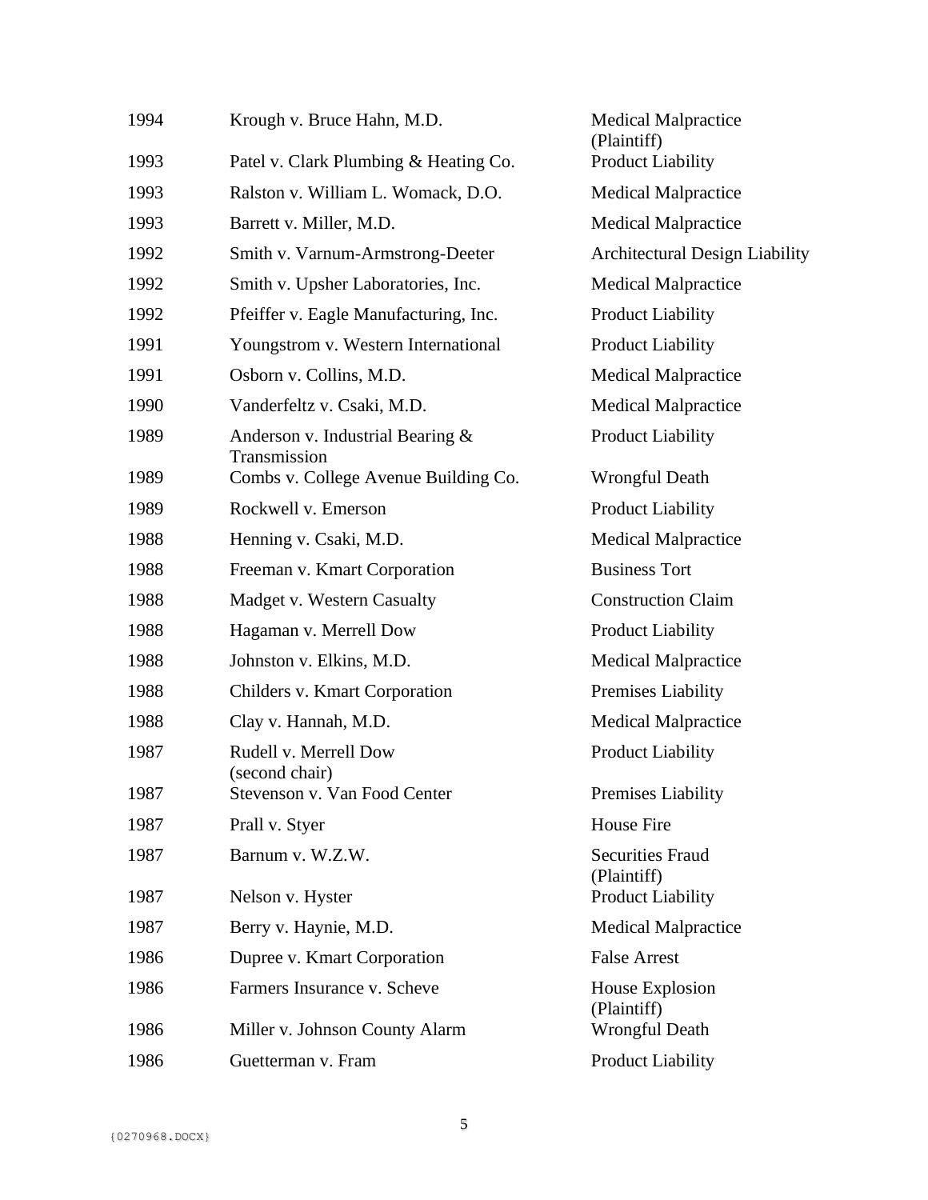| | | |
|---|---|---|
| 1994 | Krough v. Bruce Hahn, M.D. | Medical Malpractice (Plaintiff) |
| 1993 | Patel v. Clark Plumbing & Heating Co. | Product Liability |
| 1993 | Ralston v. William L. Womack, D.O. | Medical Malpractice |
| 1993 | Barrett v. Miller, M.D. | Medical Malpractice |
| 1992 | Smith v. Varnum-Armstrong-Deeter | Architectural Design Liability |
| 1992 | Smith v. Upsher Laboratories, Inc. | Medical Malpractice |
| 1992 | Pfeiffer v. Eagle Manufacturing, Inc. | Product Liability |
| 1991 | Youngstrom v. Western International | Product Liability |
| 1991 | Osborn v. Collins, M.D. | Medical Malpractice |
| 1990 | Vanderfeltz v. Csaki, M.D. | Medical Malpractice |
| 1989 | Anderson v. Industrial Bearing & Transmission | Product Liability |
| 1989 | Combs v. College Avenue Building Co. | Wrongful Death |
| 1989 | Rockwell v. Emerson | Product Liability |
| 1988 | Henning v. Csaki, M.D. | Medical Malpractice |
| 1988 | Freeman v. Kmart Corporation | Business Tort |
| 1988 | Madget v. Western Casualty | Construction Claim |
| 1988 | Hagaman v. Merrell Dow | Product Liability |
| 1988 | Johnston v. Elkins, M.D. | Medical Malpractice |
| 1988 | Childers v. Kmart Corporation | Premises Liability |
| 1988 | Clay v. Hannah, M.D. | Medical Malpractice |
| 1987 | Rudell v. Merrell Dow (second chair) | Product Liability |
| 1987 | Stevenson v. Van Food Center | Premises Liability |
| 1987 | Prall v. Styer | House Fire |
| 1987 | Barnum v. W.Z.W. | Securities Fraud (Plaintiff) |
| 1987 | Nelson v. Hyster | Product Liability |
| 1987 | Berry v. Haynie, M.D. | Medical Malpractice |
| 1986 | Dupree v. Kmart Corporation | False Arrest |
| 1986 | Farmers Insurance v. Scheve | House Explosion (Plaintiff) |
| 1986 | Miller v. Johnson County Alarm | Wrongful Death |
| 1986 | Guetterman v. Fram | Product Liability |

{0270968.DOCX}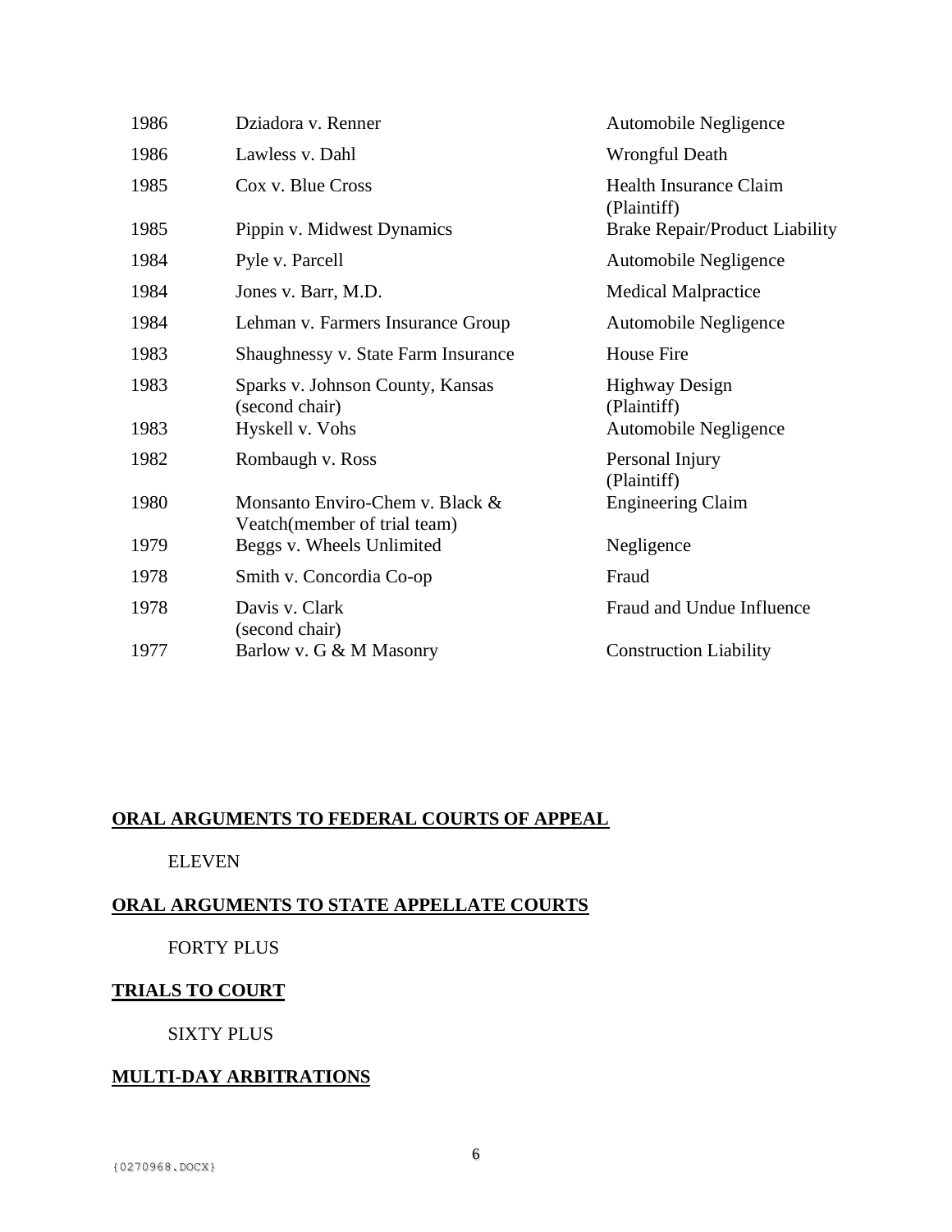| | | |
|---|---|---|
| 1986 | Dziadora v. Renner | Automobile Negligence |
| 1986 | Lawless v. Dahl | Wrongful Death |
| 1985 | Cox v. Blue Cross | Health Insurance Claim (Plaintiff) |
| 1985 | Pippin v. Midwest Dynamics | Brake Repair/Product Liability |
| 1984 | Pyle v. Parcell | Automobile Negligence |
| 1984 | Jones v. Barr, M.D. | Medical Malpractice |
| 1984 | Lehman v. Farmers Insurance Group | Automobile Negligence |
| 1983 | Shaughnessy v. State Farm Insurance | House Fire |
| 1983 | Sparks v. Johnson County, Kansas (second chair) | Highway Design (Plaintiff) |
| 1983 | Hyskell v. Vohs | Automobile Negligence |
| 1982 | Rombaugh v. Ross | Personal Injury (Plaintiff) |
| 1980 | Monsanto Enviro-Chem v. Black & Veatch(member of trial team) | Engineering Claim |
| 1979 | Beggs v. Wheels Unlimited | Negligence |
| 1978 | Smith v. Concordia Co-op | Fraud |
| 1978 | Davis v. Clark (second chair) | Fraud and Undue Influence |
| 1977 | Barlow v. G & M Masonry | Construction Liability |

**ORAL ARGUMENTS TO FEDERAL COURTS OF APPEAL**

ELEVEN

**ORAL ARGUMENTS TO STATE APPELLATE COURTS**

FORTY PLUS

**TRIALS TO COURT**

SIXTY PLUS

**MULTI-DAY ARBITRATIONS**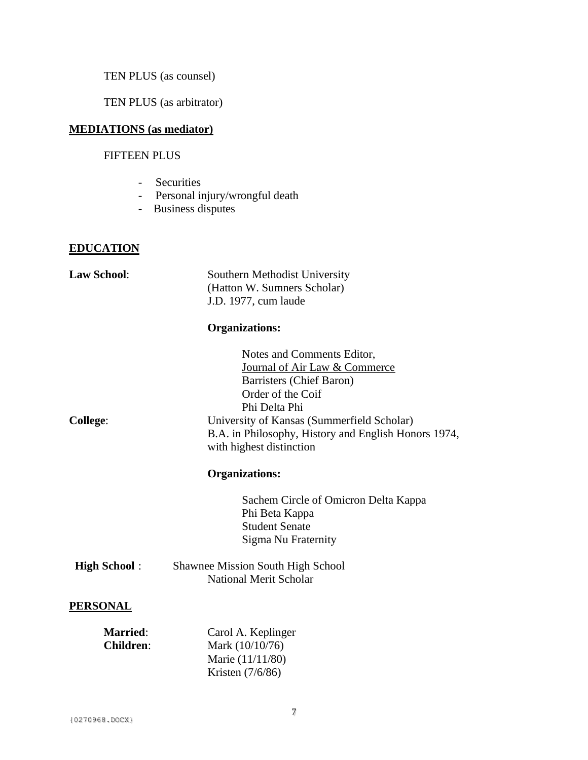TEN PLUS (as counsel)

TEN PLUS (as arbitrator)

**MEDIATIONS (as mediator)**

FIFTEEN PLUS

- Securities
- Personal injury/wrongful death
- Business disputes

**EDUCATION**

**Law School**: Southern Methodist University
(Hatton W. Sumners Scholar)
J.D. 1977, cum laude

**Organizations:**

Notes and Comments Editor,
Journal of Air Law & Commerce
Barristers (Chief Baron)
Order of the Coif
Phi Delta Phi

**College**: University of Kansas (Summerfield Scholar)
B.A. in Philosophy, History and English Honors 1974,
with highest distinction

**Organizations:**

Sachem Circle of Omicron Delta Kappa
Phi Beta Kappa
Student Senate
Sigma Nu Fraternity

**High School** : Shawnee Mission South High School
National Merit Scholar

**PERSONAL**

**Married**: Carol A. Keplinger
**Children**: Mark (10/10/76)
Marie (11/11/80)
Kristen (7/6/86)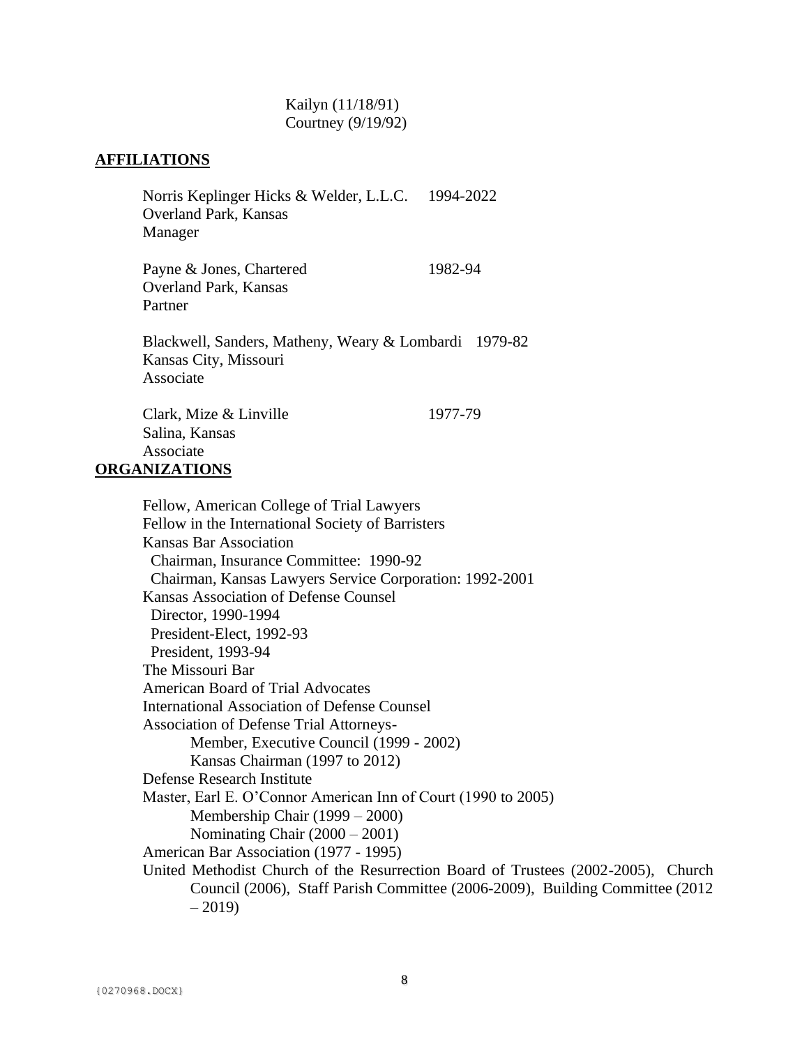Kailyn (11/18/91)
Courtney (9/19/92)

## AFFILIATIONS

Norris Keplinger Hicks & Welder, L.L.C. 1994-2022
Overland Park, Kansas
Manager

Payne & Jones, Chartered 1982-94
Overland Park, Kansas
Partner

Blackwell, Sanders, Matheny, Weary & Lombardi 1979-82
Kansas City, Missouri
Associate

Clark, Mize & Linville 1977-79
Salina, Kansas
Associate

## ORGANIZATIONS

Fellow, American College of Trial Lawyers
Fellow in the International Society of Barristers
Kansas Bar Association
- Chairman, Insurance Committee: 1990-92
- Chairman, Kansas Lawyers Service Corporation: 1992-2001

Kansas Association of Defense Counsel
- Director, 1990-1994
- President-Elect, 1992-93
- President, 1993-94

The Missouri Bar
American Board of Trial Advocates
International Association of Defense Counsel
Association of Defense Trial Attorneys-
- Member, Executive Council (1999 - 2002)
- Kansas Chairman (1997 to 2012)

Defense Research Institute
Master, Earl E. O'Connor American Inn of Court (1990 to 2005)
- Membership Chair (1999 – 2000)
- Nominating Chair (2000 – 2001)

American Bar Association (1977 - 1995)
United Methodist Church of the Resurrection Board of Trustees (2002-2005), Church Council (2006), Staff Parish Committee (2006-2009), Building Committee (2012 – 2019)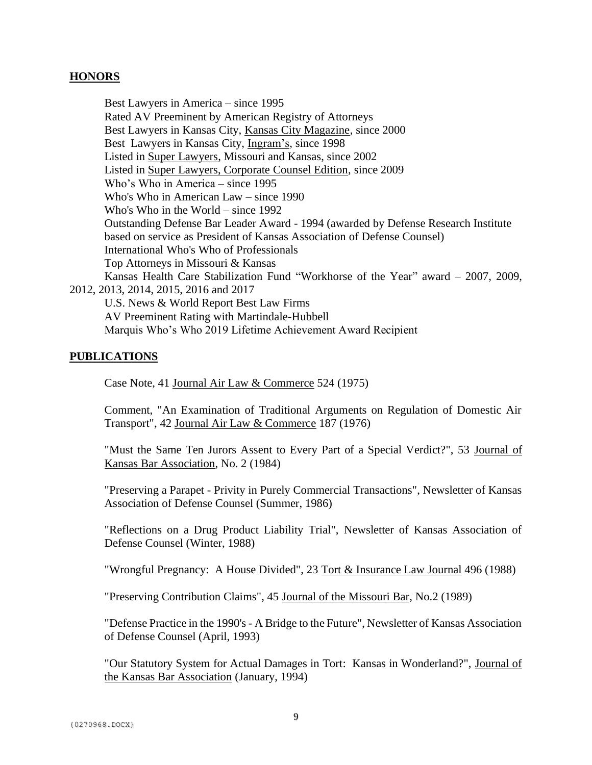## HONORS

Best Lawyers in America – since 1995
Rated AV Preeminent by American Registry of Attorneys
Best Lawyers in Kansas City, Kansas City Magazine, since 2000
Best Lawyers in Kansas City, Ingram's, since 1998
Listed in Super Lawyers, Missouri and Kansas, since 2002
Listed in Super Lawyers, Corporate Counsel Edition, since 2009
Who's Who in America – since 1995
Who's Who in American Law – since 1990
Who's Who in the World – since 1992
Outstanding Defense Bar Leader Award - 1994 (awarded by Defense Research Institute based on service as President of Kansas Association of Defense Counsel)
International Who's Who of Professionals
Top Attorneys in Missouri & Kansas
Kansas Health Care Stabilization Fund "Workhorse of the Year" award – 2007, 2009, 2012, 2013, 2014, 2015, 2016 and 2017
U.S. News & World Report Best Law Firms
AV Preeminent Rating with Martindale-Hubbell
Marquis Who's Who 2019 Lifetime Achievement Award Recipient

## PUBLICATIONS

Case Note, 41 Journal Air Law & Commerce 524 (1975)

Comment, "An Examination of Traditional Arguments on Regulation of Domestic Air Transport", 42 Journal Air Law & Commerce 187 (1976)

"Must the Same Ten Jurors Assent to Every Part of a Special Verdict?", 53 Journal of Kansas Bar Association, No. 2 (1984)

"Preserving a Parapet - Privity in Purely Commercial Transactions", Newsletter of Kansas Association of Defense Counsel (Summer, 1986)

"Reflections on a Drug Product Liability Trial", Newsletter of Kansas Association of Defense Counsel (Winter, 1988)

"Wrongful Pregnancy: A House Divided", 23 Tort & Insurance Law Journal 496 (1988)

"Preserving Contribution Claims", 45 Journal of the Missouri Bar, No.2 (1989)

"Defense Practice in the 1990's - A Bridge to the Future", Newsletter of Kansas Association of Defense Counsel (April, 1993)

"Our Statutory System for Actual Damages in Tort: Kansas in Wonderland?", Journal of the Kansas Bar Association (January, 1994)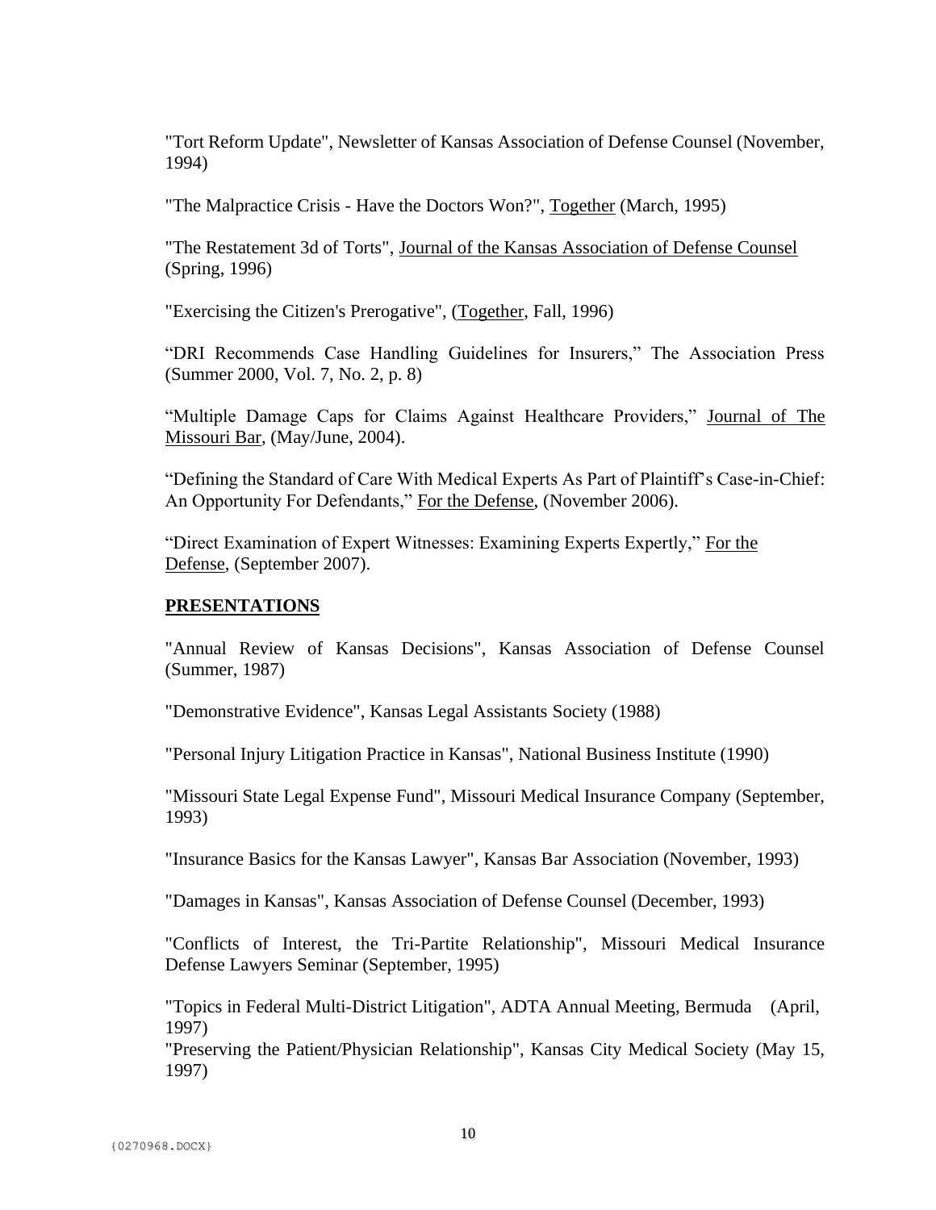"Tort Reform Update", Newsletter of Kansas Association of Defense Counsel (November, 1994)

"The Malpractice Crisis - Have the Doctors Won?", Together (March, 1995)

"The Restatement 3d of Torts", Journal of the Kansas Association of Defense Counsel (Spring, 1996)

"Exercising the Citizen's Prerogative", (Together, Fall, 1996)

"DRI Recommends Case Handling Guidelines for Insurers," The Association Press (Summer 2000, Vol. 7, No. 2, p. 8)

"Multiple Damage Caps for Claims Against Healthcare Providers," Journal of The Missouri Bar, (May/June, 2004).

"Defining the Standard of Care With Medical Experts As Part of Plaintiff's Case-in-Chief: An Opportunity For Defendants," For the Defense, (November 2006).

"Direct Examination of Expert Witnesses: Examining Experts Expertly," For the Defense, (September 2007).

**PRESENTATIONS**

"Annual Review of Kansas Decisions", Kansas Association of Defense Counsel (Summer, 1987)

"Demonstrative Evidence", Kansas Legal Assistants Society (1988)

"Personal Injury Litigation Practice in Kansas", National Business Institute (1990)

"Missouri State Legal Expense Fund", Missouri Medical Insurance Company (September, 1993)

"Insurance Basics for the Kansas Lawyer", Kansas Bar Association (November, 1993)

"Damages in Kansas", Kansas Association of Defense Counsel (December, 1993)

"Conflicts of Interest, the Tri-Partite Relationship", Missouri Medical Insurance Defense Lawyers Seminar (September, 1995)

"Topics in Federal Multi-District Litigation", ADTA Annual Meeting, Bermuda (April, 1997)

"Preserving the Patient/Physician Relationship", Kansas City Medical Society (May 15, 1997)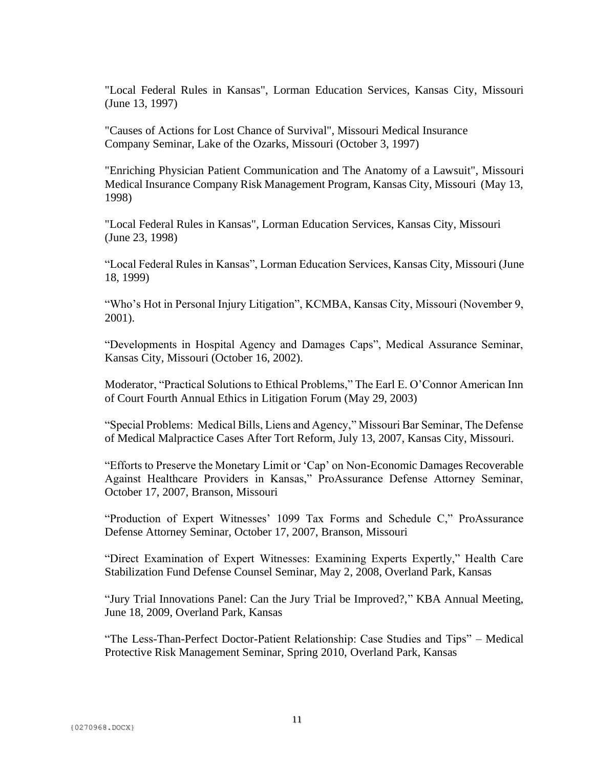"Local Federal Rules in Kansas", Lorman Education Services, Kansas City, Missouri (June 13, 1997)

"Causes of Actions for Lost Chance of Survival", Missouri Medical Insurance Company Seminar, Lake of the Ozarks, Missouri (October 3, 1997)

"Enriching Physician Patient Communication and The Anatomy of a Lawsuit", Missouri Medical Insurance Company Risk Management Program, Kansas City, Missouri (May 13, 1998)

"Local Federal Rules in Kansas", Lorman Education Services, Kansas City, Missouri (June 23, 1998)

“Local Federal Rules in Kansas”, Lorman Education Services, Kansas City, Missouri (June 18, 1999)

“Who’s Hot in Personal Injury Litigation”, KCMBA, Kansas City, Missouri (November 9, 2001).

“Developments in Hospital Agency and Damages Caps”, Medical Assurance Seminar, Kansas City, Missouri (October 16, 2002).

Moderator, “Practical Solutions to Ethical Problems,” The Earl E. O’Connor American Inn of Court Fourth Annual Ethics in Litigation Forum (May 29, 2003)

“Special Problems: Medical Bills, Liens and Agency,” Missouri Bar Seminar, The Defense of Medical Malpractice Cases After Tort Reform, July 13, 2007, Kansas City, Missouri.

“Efforts to Preserve the Monetary Limit or ‘Cap’ on Non-Economic Damages Recoverable Against Healthcare Providers in Kansas,” ProAssurance Defense Attorney Seminar, October 17, 2007, Branson, Missouri

“Production of Expert Witnesses’ 1099 Tax Forms and Schedule C,” ProAssurance Defense Attorney Seminar, October 17, 2007, Branson, Missouri

“Direct Examination of Expert Witnesses: Examining Experts Expertly,” Health Care Stabilization Fund Defense Counsel Seminar, May 2, 2008, Overland Park, Kansas

“Jury Trial Innovations Panel: Can the Jury Trial be Improved?,” KBA Annual Meeting, June 18, 2009, Overland Park, Kansas

“The Less-Than-Perfect Doctor-Patient Relationship: Case Studies and Tips” – Medical Protective Risk Management Seminar, Spring 2010, Overland Park, Kansas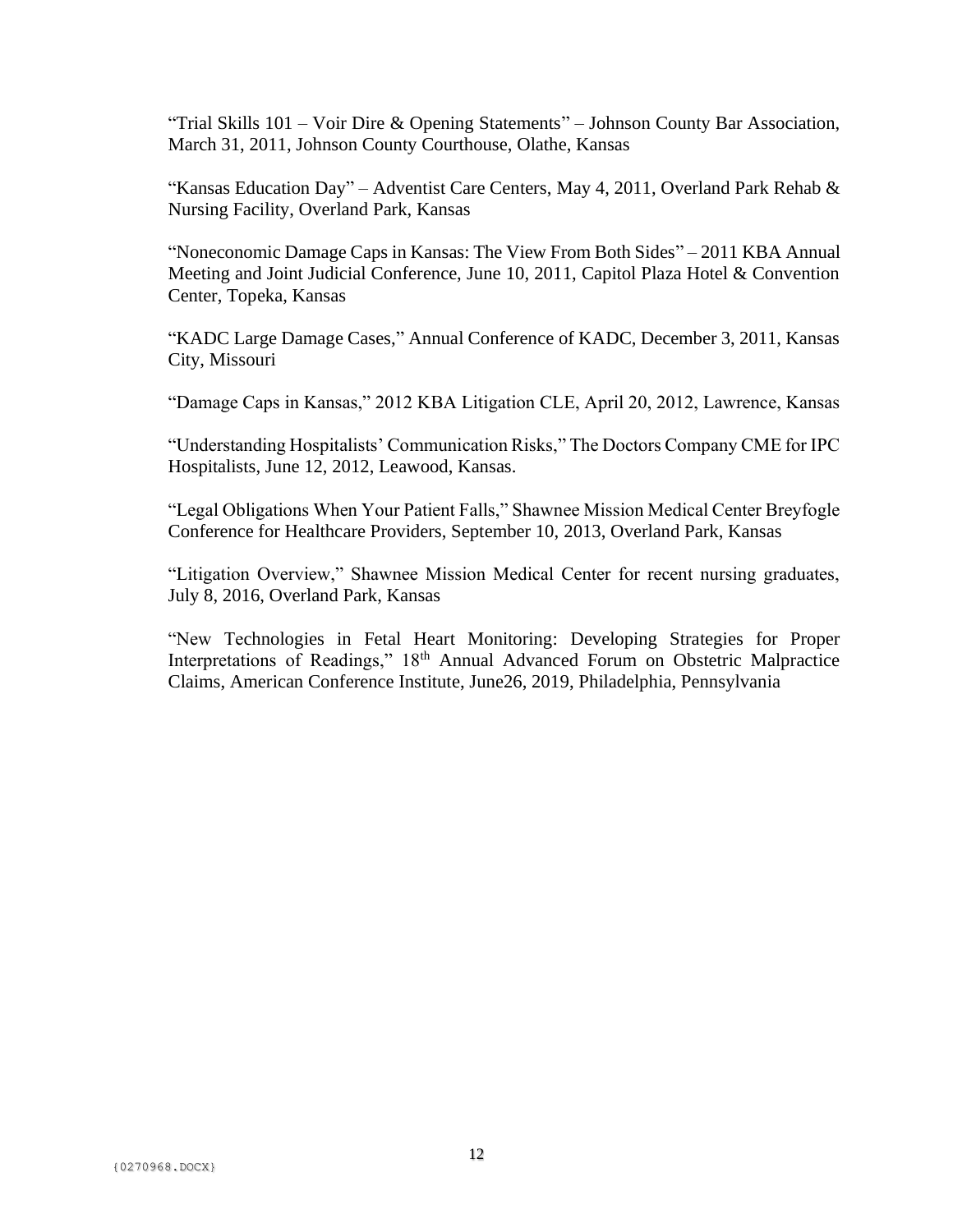"Trial Skills 101 – Voir Dire & Opening Statements" – Johnson County Bar Association, March 31, 2011, Johnson County Courthouse, Olathe, Kansas

"Kansas Education Day" – Adventist Care Centers, May 4, 2011, Overland Park Rehab & Nursing Facility, Overland Park, Kansas

"Noneconomic Damage Caps in Kansas: The View From Both Sides" – 2011 KBA Annual Meeting and Joint Judicial Conference, June 10, 2011, Capitol Plaza Hotel & Convention Center, Topeka, Kansas

"KADC Large Damage Cases," Annual Conference of KADC, December 3, 2011, Kansas City, Missouri

"Damage Caps in Kansas," 2012 KBA Litigation CLE, April 20, 2012, Lawrence, Kansas

"Understanding Hospitalists' Communication Risks," The Doctors Company CME for IPC Hospitalists, June 12, 2012, Leawood, Kansas.

"Legal Obligations When Your Patient Falls," Shawnee Mission Medical Center Breyfogle Conference for Healthcare Providers, September 10, 2013, Overland Park, Kansas

"Litigation Overview," Shawnee Mission Medical Center for recent nursing graduates, July 8, 2016, Overland Park, Kansas

"New Technologies in Fetal Heart Monitoring: Developing Strategies for Proper Interpretations of Readings," 18th Annual Advanced Forum on Obstetric Malpractice Claims, American Conference Institute, June26, 2019, Philadelphia, Pennsylvania